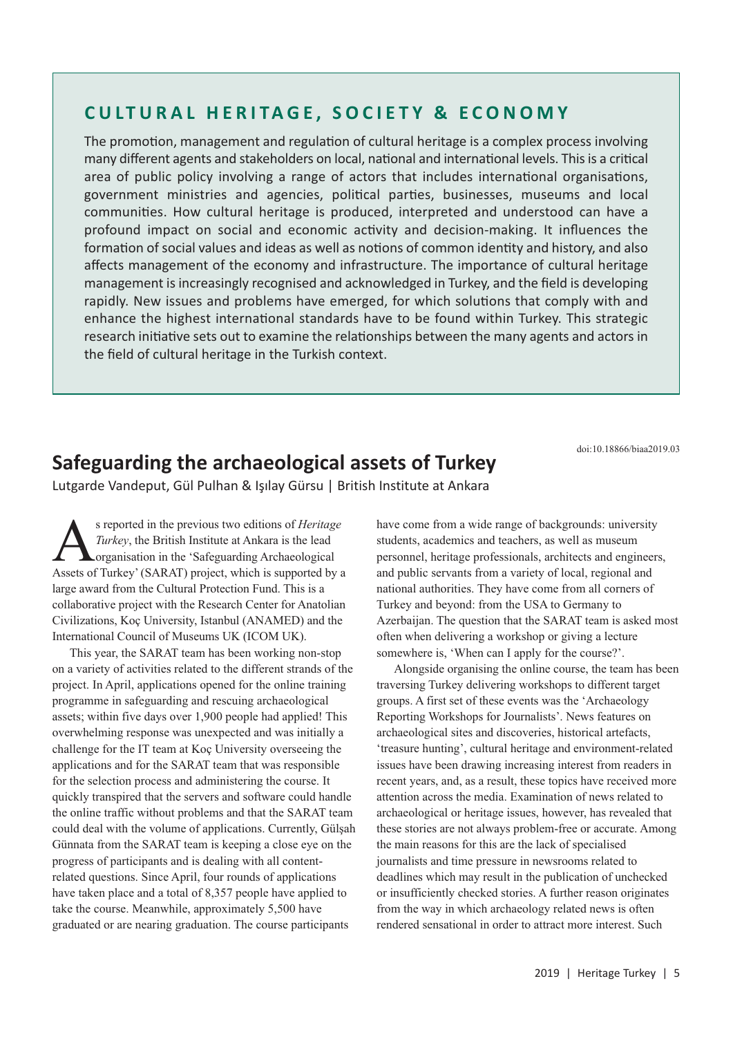## CULTURAL HERITAGE, SOCIETY & ECONOMY

The promotion, management and regulation of cultural heritage is a complex process involving many different agents and stakeholders on local, national and international levels. This is a critical area of public policy involving a range of actors that includes international organisations, government ministries and agencies, political parties, businesses, museums and local communities. How cultural heritage is produced, interpreted and understood can have a profound impact on social and economic activity and decision-making. It influences the formation of social values and ideas as well as notions of common identity and history, and also affects management of the economy and infrastructure. The importance of cultural heritage management is increasingly recognised and acknowledged in Turkey, and the field is developing rapidly. New issues and problems have emerged, for which solutions that comply with and enhance the highest international standards have to be found within Turkey. This strategic research initiative sets out to examine the relationships between the many agents and actors in the field of cultural heritage in the Turkish context.

doi:10.18866/biaa2019.03

# Safeguarding the archaeological assets of Turkey

Lutgarde Vandeput, Gül Pulhan & Işılay Gürsu | British Institute at Ankara

As reported in the previous two editions of *Heritage Turkey*, the British Institute at Ankara is the lead organisation in the 'Safeguarding Archaeological Assets of Turkey' (SARAT) project, which is supported by a large award from the Cultural Protection Fund. This is a collaborative project with the Research Center for Anatolian Civilizations, Koç University, Istanbul (ANAMED) and the International Council of Museums UK (ICOM UK).

This year, the SARAT team has been working non-stop on a variety of activities related to the different strands of the project. In April, applications opened for the online training programme in safeguarding and rescuing archaeological assets; within five days over 1,900 people had applied! This overwhelming response was unexpected and was initially a challenge for the IT team at Koç University overseeing the applications and for the SARAT team that was responsible for the selection process and administering the course. It quickly transpired that the servers and software could handle the online traffic without problems and that the SARAT team could deal with the volume of applications. Currently, Gülşah Günnata from the SARAT team is keeping a close eye on the progress of participants and is dealing with all content-related questions. Since April, four rounds of applications have taken place and a total of 8,357 people have applied to take the course. Meanwhile, approximately 5,500 have graduated or are nearing graduation. The course participants have come from a wide range of backgrounds: university students, academics and teachers, as well as museum personnel, heritage professionals, architects and engineers, and public servants from a variety of local, regional and national authorities. They have come from all corners of Turkey and beyond: from the USA to Germany to Azerbaijan. The question that the SARAT team is asked most often when delivering a workshop or giving a lecture somewhere is, 'When can I apply for the course?'.

Alongside organising the online course, the team has been traversing Turkey delivering workshops to different target groups. A first set of these events was the 'Archaeology Reporting Workshops for Journalists'. News features on archaeological sites and discoveries, historical artefacts, 'treasure hunting', cultural heritage and environment-related issues have been drawing increasing interest from readers in recent years, and, as a result, these topics have received more attention across the media. Examination of news related to archaeological or heritage issues, however, has revealed that these stories are not always problem-free or accurate. Among the main reasons for this are the lack of specialised journalists and time pressure in newsrooms related to deadlines which may result in the publication of unchecked or insufficiently checked stories. A further reason originates from the way in which archaeology related news is often rendered sensational in order to attract more interest. Such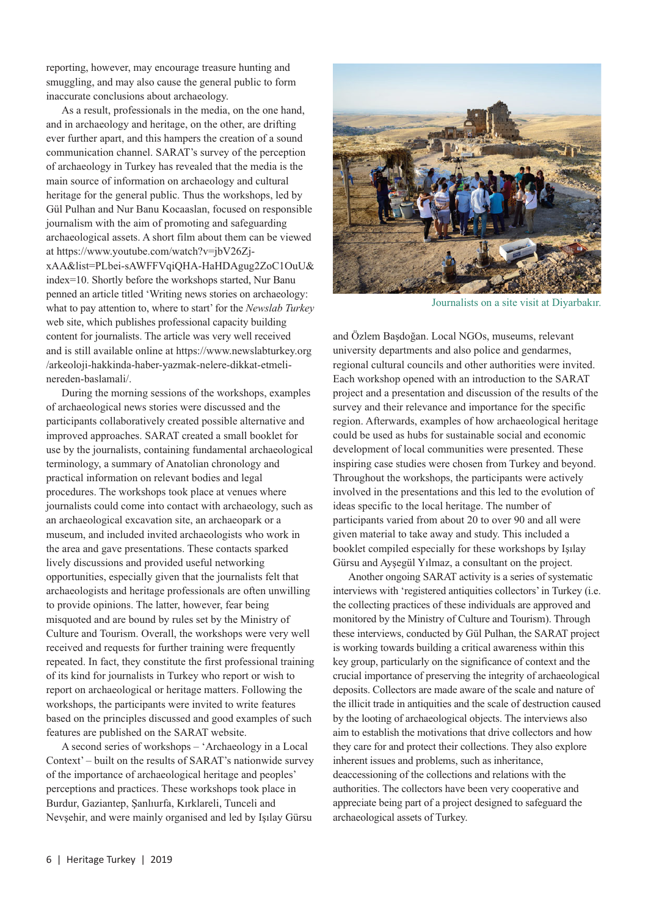reporting, however, may encourage treasure hunting and smuggling, and may also cause the general public to form inaccurate conclusions about archaeology.

As a result, professionals in the media, on the one hand, and in archaeology and heritage, on the other, are drifting ever further apart, and this hampers the creation of a sound communication channel. SARAT's survey of the perception of archaeology in Turkey has revealed that the media is the main source of information on archaeology and cultural heritage for the general public. Thus the workshops, led by Gül Pulhan and Nur Banu Kocaaslan, focused on responsible journalism with the aim of promoting and safeguarding archaeological assets. A short film about them can be viewed at https://www.youtube.com/watch?v=jbV26Zj-xAA&list=PLbei-sAWFFVqiQHA-HaHDAgug2ZoC1OuU&index=10. Shortly before the workshops started, Nur Banu penned an article titled 'Writing news stories on archaeology: what to pay attention to, where to start' for the *Newslab Turkey* web site, which publishes professional capacity building content for journalists. The article was very well received and is still available online at https://www.newslabturkey.org/arkeoloji-hakkinda-haber-yazmak-nelere-dikkat-etmeli-nereden-baslamali/.

During the morning sessions of the workshops, examples of archaeological news stories were discussed and the participants collaboratively created possible alternative and improved approaches. SARAT created a small booklet for use by the journalists, containing fundamental archaeological terminology, a summary of Anatolian chronology and practical information on relevant bodies and legal procedures. The workshops took place at venues where journalists could come into contact with archaeology, such as an archaeological excavation site, an archaeopark or a museum, and included invited archaeologists who work in the area and gave presentations. These contacts sparked lively discussions and provided useful networking opportunities, especially given that the journalists felt that archaeologists and heritage professionals are often unwilling to provide opinions. The latter, however, fear being misquoted and are bound by rules set by the Ministry of Culture and Tourism. Overall, the workshops were very well received and requests for further training were frequently repeated. In fact, they constitute the first professional training of its kind for journalists in Turkey who report or wish to report on archaeological or heritage matters. Following the workshops, the participants were invited to write features based on the principles discussed and good examples of such features are published on the SARAT website.

A second series of workshops – 'Archaeology in a Local Context' – built on the results of SARAT's nationwide survey of the importance of archaeological heritage and peoples' perceptions and practices. These workshops took place in Burdur, Gaziantep, Şanlıurfa, Kırklareli, Tunceli and Nevşehir, and were mainly organised and led by Işılay Gürsu and Özlem Başdoğan. Local NGOs, museums, relevant university departments and also police and gendarmes, regional cultural councils and other authorities were invited. Each workshop opened with an introduction to the SARAT project and a presentation and discussion of the results of the survey and their relevance and importance for the specific region. Afterwards, examples of how archaeological heritage could be used as hubs for sustainable social and economic development of local communities were presented. These inspiring case studies were chosen from Turkey and beyond. Throughout the workshops, the participants were actively involved in the presentations and this led to the evolution of ideas specific to the local heritage. The number of participants varied from about 20 to over 90 and all were given material to take away and study. This included a booklet compiled especially for these workshops by Işılay Gürsu and Ayşegül Yılmaz, a consultant on the project.

Journalists on a site visit at Diyarbakır.

Another ongoing SARAT activity is a series of systematic interviews with 'registered antiquities collectors' in Turkey (i.e. the collecting practices of these individuals are approved and monitored by the Ministry of Culture and Tourism). Through these interviews, conducted by Gül Pulhan, the SARAT project is working towards building a critical awareness within this key group, particularly on the significance of context and the crucial importance of preserving the integrity of archaeological deposits. Collectors are made aware of the scale and nature of the illicit trade in antiquities and the scale of destruction caused by the looting of archaeological objects. The interviews also aim to establish the motivations that drive collectors and how they care for and protect their collections. They also explore inherent issues and problems, such as inheritance, deaccessioning of the collections and relations with the authorities. The collectors have been very cooperative and appreciate being part of a project designed to safeguard the archaeological assets of Turkey.